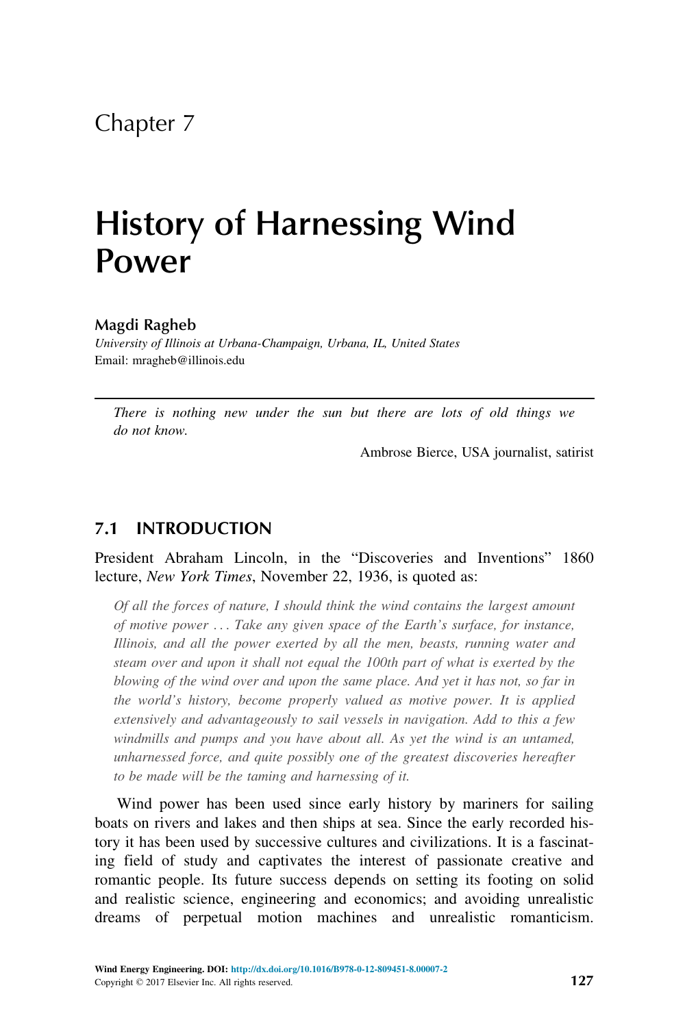Chapter 7

# History of Harnessing Wind Power

**Magdi Ragheb**

*University of Illinois at Urbana-Champaign, Urbana, IL, United States*

Email: mragheb@illinois.edu

---

> *There is nothing new under the sun but there are lots of old things we do not know.*
>
> Ambrose Bierce, USA journalist, satirist

## 7.1 INTRODUCTION

President Abraham Lincoln, in the "Discoveries and Inventions" 1860 lecture, *New York Times*, November 22, 1936, is quoted as:

> *Of all the forces of nature, I should think the wind contains the largest amount of motive power . . . Take any given space of the Earth's surface, for instance, Illinois, and all the power exerted by all the men, beasts, running water and steam over and upon it shall not equal the 100th part of what is exerted by the blowing of the wind over and upon the same place. And yet it has not, so far in the world's history, become properly valued as motive power. It is applied extensively and advantageously to sail vessels in navigation. Add to this a few windmills and pumps and you have about all. As yet the wind is an untamed, unharnessed force, and quite possibly one of the greatest discoveries hereafter to be made will be the taming and harnessing of it.*

Wind power has been used since early history by mariners for sailing boats on rivers and lakes and then ships at sea. Since the early recorded history it has been used by successive cultures and civilizations. It is a fascinating field of study and captivates the interest of passionate creative and romantic people. Its future success depends on setting its footing on solid and realistic science, engineering and economics; and avoiding unrealistic dreams of perpetual motion machines and unrealistic romanticism.

**Wind Energy Engineering. DOI: http://dx.doi.org/10.1016/B978-0-12-809451-8.00007-2**
Copyright © 2017 Elsevier Inc. All rights reserved.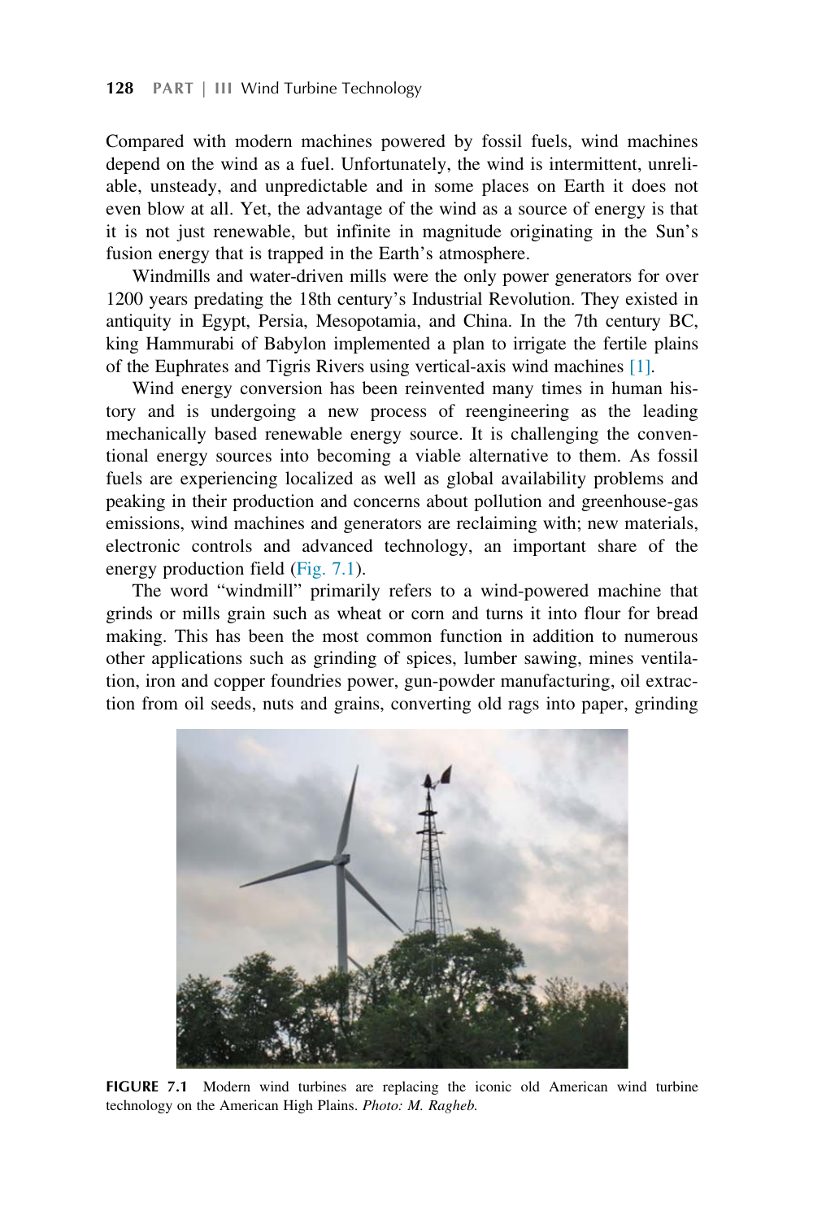Compared with modern machines powered by fossil fuels, wind machines depend on the wind as a fuel. Unfortunately, the wind is intermittent, unreliable, unsteady, and unpredictable and in some places on Earth it does not even blow at all. Yet, the advantage of the wind as a source of energy is that it is not just renewable, but infinite in magnitude originating in the Sun's fusion energy that is trapped in the Earth's atmosphere.

Windmills and water-driven mills were the only power generators for over 1200 years predating the 18th century's Industrial Revolution. They existed in antiquity in Egypt, Persia, Mesopotamia, and China. In the 7th century BC, king Hammurabi of Babylon implemented a plan to irrigate the fertile plains of the Euphrates and Tigris Rivers using vertical-axis wind machines [1].

Wind energy conversion has been reinvented many times in human history and is undergoing a new process of reengineering as the leading mechanically based renewable energy source. It is challenging the conventional energy sources into becoming a viable alternative to them. As fossil fuels are experiencing localized as well as global availability problems and peaking in their production and concerns about pollution and greenhouse-gas emissions, wind machines and generators are reclaiming with; new materials, electronic controls and advanced technology, an important share of the energy production field (Fig. 7.1).

The word "windmill" primarily refers to a wind-powered machine that grinds or mills grain such as wheat or corn and turns it into flour for bread making. This has been the most common function in addition to numerous other applications such as grinding of spices, lumber sawing, mines ventilation, iron and copper foundries power, gun-powder manufacturing, oil extraction from oil seeds, nuts and grains, converting old rags into paper, grinding

**FIGURE 7.1** Modern wind turbines are replacing the iconic old American wind turbine technology on the American High Plains. *Photo: M. Ragheb.*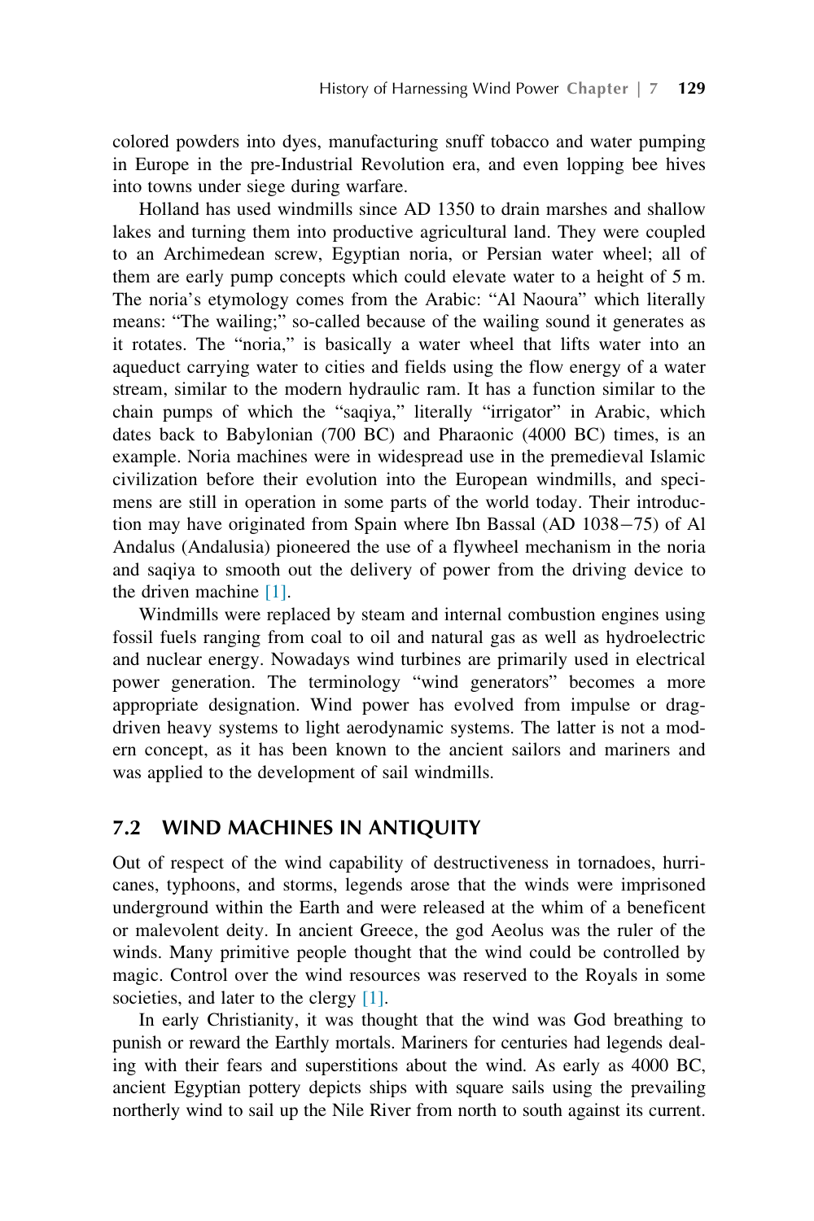colored powders into dyes, manufacturing snuff tobacco and water pumping in Europe in the pre-Industrial Revolution era, and even lopping bee hives into towns under siege during warfare.

Holland has used windmills since AD 1350 to drain marshes and shallow lakes and turning them into productive agricultural land. They were coupled to an Archimedean screw, Egyptian noria, or Persian water wheel; all of them are early pump concepts which could elevate water to a height of 5 m. The noria's etymology comes from the Arabic: "Al Naoura" which literally means: "The wailing;" so-called because of the wailing sound it generates as it rotates. The "noria," is basically a water wheel that lifts water into an aqueduct carrying water to cities and fields using the flow energy of a water stream, similar to the modern hydraulic ram. It has a function similar to the chain pumps of which the "saqiya," literally "irrigator" in Arabic, which dates back to Babylonian (700 BC) and Pharaonic (4000 BC) times, is an example. Noria machines were in widespread use in the premedieval Islamic civilization before their evolution into the European windmills, and specimens are still in operation in some parts of the world today. Their introduction may have originated from Spain where Ibn Bassal (AD 1038–75) of Al Andalus (Andalusia) pioneered the use of a flywheel mechanism in the noria and saqiya to smooth out the delivery of power from the driving device to the driven machine [1].

Windmills were replaced by steam and internal combustion engines using fossil fuels ranging from coal to oil and natural gas as well as hydroelectric and nuclear energy. Nowadays wind turbines are primarily used in electrical power generation. The terminology "wind generators" becomes a more appropriate designation. Wind power has evolved from impulse or drag-driven heavy systems to light aerodynamic systems. The latter is not a modern concept, as it has been known to the ancient sailors and mariners and was applied to the development of sail windmills.

## 7.2 WIND MACHINES IN ANTIQUITY

Out of respect of the wind capability of destructiveness in tornadoes, hurricanes, typhoons, and storms, legends arose that the winds were imprisoned underground within the Earth and were released at the whim of a beneficent or malevolent deity. In ancient Greece, the god Aeolus was the ruler of the winds. Many primitive people thought that the wind could be controlled by magic. Control over the wind resources was reserved to the Royals in some societies, and later to the clergy [1].

In early Christianity, it was thought that the wind was God breathing to punish or reward the Earthly mortals. Mariners for centuries had legends dealing with their fears and superstitions about the wind. As early as 4000 BC, ancient Egyptian pottery depicts ships with square sails using the prevailing northerly wind to sail up the Nile River from north to south against its current.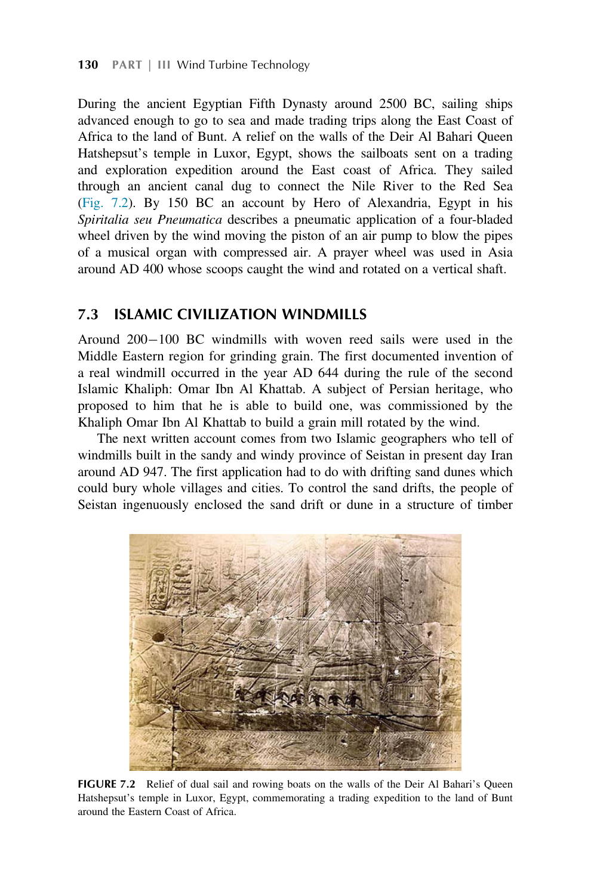During the ancient Egyptian Fifth Dynasty around 2500 BC, sailing ships advanced enough to go to sea and made trading trips along the East Coast of Africa to the land of Bunt. A relief on the walls of the Deir Al Bahari Queen Hatshepsut's temple in Luxor, Egypt, shows the sailboats sent on a trading and exploration expedition around the East coast of Africa. They sailed through an ancient canal dug to connect the Nile River to the Red Sea (Fig. 7.2). By 150 BC an account by Hero of Alexandria, Egypt in his *Spiritalia seu Pneumatica* describes a pneumatic application of a four-bladed wheel driven by the wind moving the piston of an air pump to blow the pipes of a musical organ with compressed air. A prayer wheel was used in Asia around AD 400 whose scoops caught the wind and rotated on a vertical shaft.

## 7.3 ISLAMIC CIVILIZATION WINDMILLS

Around 200−100 BC windmills with woven reed sails were used in the Middle Eastern region for grinding grain. The first documented invention of a real windmill occurred in the year AD 644 during the rule of the second Islamic Khaliph: Omar Ibn Al Khattab. A subject of Persian heritage, who proposed to him that he is able to build one, was commissioned by the Khaliph Omar Ibn Al Khattab to build a grain mill rotated by the wind.

The next written account comes from two Islamic geographers who tell of windmills built in the sandy and windy province of Seistan in present day Iran around AD 947. The first application had to do with drifting sand dunes which could bury whole villages and cities. To control the sand drifts, the people of Seistan ingenuously enclosed the sand drift or dune in a structure of timber

**FIGURE 7.2** Relief of dual sail and rowing boats on the walls of the Deir Al Bahari's Queen Hatshepsut's temple in Luxor, Egypt, commemorating a trading expedition to the land of Bunt around the Eastern Coast of Africa.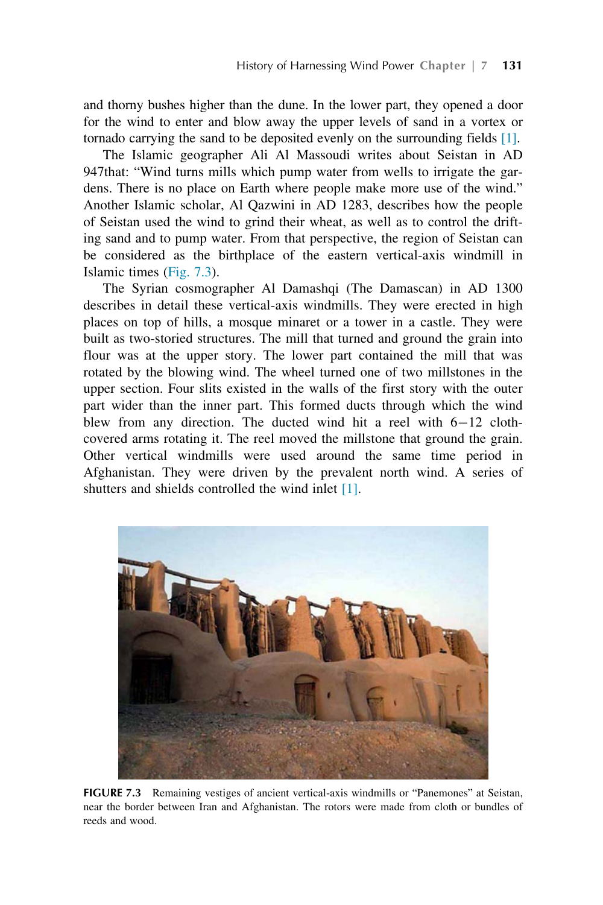and thorny bushes higher than the dune. In the lower part, they opened a door for the wind to enter and blow away the upper levels of sand in a vortex or tornado carrying the sand to be deposited evenly on the surrounding fields [1].

The Islamic geographer Ali Al Massoudi writes about Seistan in AD 947that: "Wind turns mills which pump water from wells to irrigate the gardens. There is no place on Earth where people make more use of the wind." Another Islamic scholar, Al Qazwini in AD 1283, describes how the people of Seistan used the wind to grind their wheat, as well as to control the drifting sand and to pump water. From that perspective, the region of Seistan can be considered as the birthplace of the eastern vertical-axis windmill in Islamic times (Fig. 7.3).

The Syrian cosmographer Al Damashqi (The Damascan) in AD 1300 describes in detail these vertical-axis windmills. They were erected in high places on top of hills, a mosque minaret or a tower in a castle. They were built as two-storied structures. The mill that turned and ground the grain into flour was at the upper story. The lower part contained the mill that was rotated by the blowing wind. The wheel turned one of two millstones in the upper section. Four slits existed in the walls of the first story with the outer part wider than the inner part. This formed ducts through which the wind blew from any direction. The ducted wind hit a reel with 6−12 cloth-covered arms rotating it. The reel moved the millstone that ground the grain. Other vertical windmills were used around the same time period in Afghanistan. They were driven by the prevalent north wind. A series of shutters and shields controlled the wind inlet [1].

**FIGURE 7.3** Remaining vestiges of ancient vertical-axis windmills or "Panemones" at Seistan, near the border between Iran and Afghanistan. The rotors were made from cloth or bundles of reeds and wood.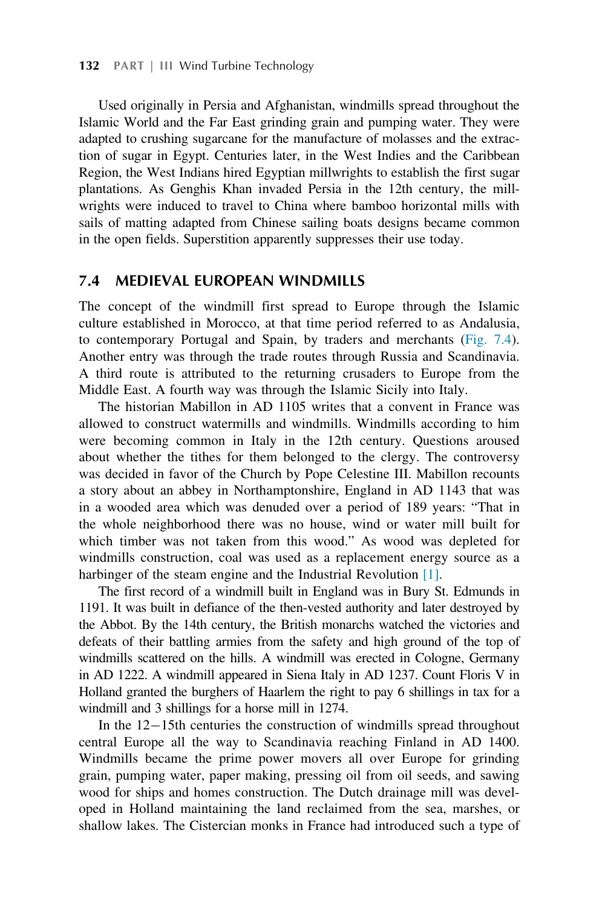Used originally in Persia and Afghanistan, windmills spread throughout the Islamic World and the Far East grinding grain and pumping water. They were adapted to crushing sugarcane for the manufacture of molasses and the extraction of sugar in Egypt. Centuries later, in the West Indies and the Caribbean Region, the West Indians hired Egyptian millwrights to establish the first sugar plantations. As Genghis Khan invaded Persia in the 12th century, the millwrights were induced to travel to China where bamboo horizontal mills with sails of matting adapted from Chinese sailing boats designs became common in the open fields. Superstition apparently suppresses their use today.

## 7.4 MEDIEVAL EUROPEAN WINDMILLS

The concept of the windmill first spread to Europe through the Islamic culture established in Morocco, at that time period referred to as Andalusia, to contemporary Portugal and Spain, by traders and merchants (Fig. 7.4). Another entry was through the trade routes through Russia and Scandinavia. A third route is attributed to the returning crusaders to Europe from the Middle East. A fourth way was through the Islamic Sicily into Italy.

The historian Mabillon in AD 1105 writes that a convent in France was allowed to construct watermills and windmills. Windmills according to him were becoming common in Italy in the 12th century. Questions aroused about whether the tithes for them belonged to the clergy. The controversy was decided in favor of the Church by Pope Celestine III. Mabillon recounts a story about an abbey in Northamptonshire, England in AD 1143 that was in a wooded area which was denuded over a period of 189 years: "That in the whole neighborhood there was no house, wind or water mill built for which timber was not taken from this wood." As wood was depleted for windmills construction, coal was used as a replacement energy source as a harbinger of the steam engine and the Industrial Revolution [1].

The first record of a windmill built in England was in Bury St. Edmunds in 1191. It was built in defiance of the then-vested authority and later destroyed by the Abbot. By the 14th century, the British monarchs watched the victories and defeats of their battling armies from the safety and high ground of the top of windmills scattered on the hills. A windmill was erected in Cologne, Germany in AD 1222. A windmill appeared in Siena Italy in AD 1237. Count Floris V in Holland granted the burghers of Haarlem the right to pay 6 shillings in tax for a windmill and 3 shillings for a horse mill in 1274.

In the 12−15th centuries the construction of windmills spread throughout central Europe all the way to Scandinavia reaching Finland in AD 1400. Windmills became the prime power movers all over Europe for grinding grain, pumping water, paper making, pressing oil from oil seeds, and sawing wood for ships and homes construction. The Dutch drainage mill was developed in Holland maintaining the land reclaimed from the sea, marshes, or shallow lakes. The Cistercian monks in France had introduced such a type of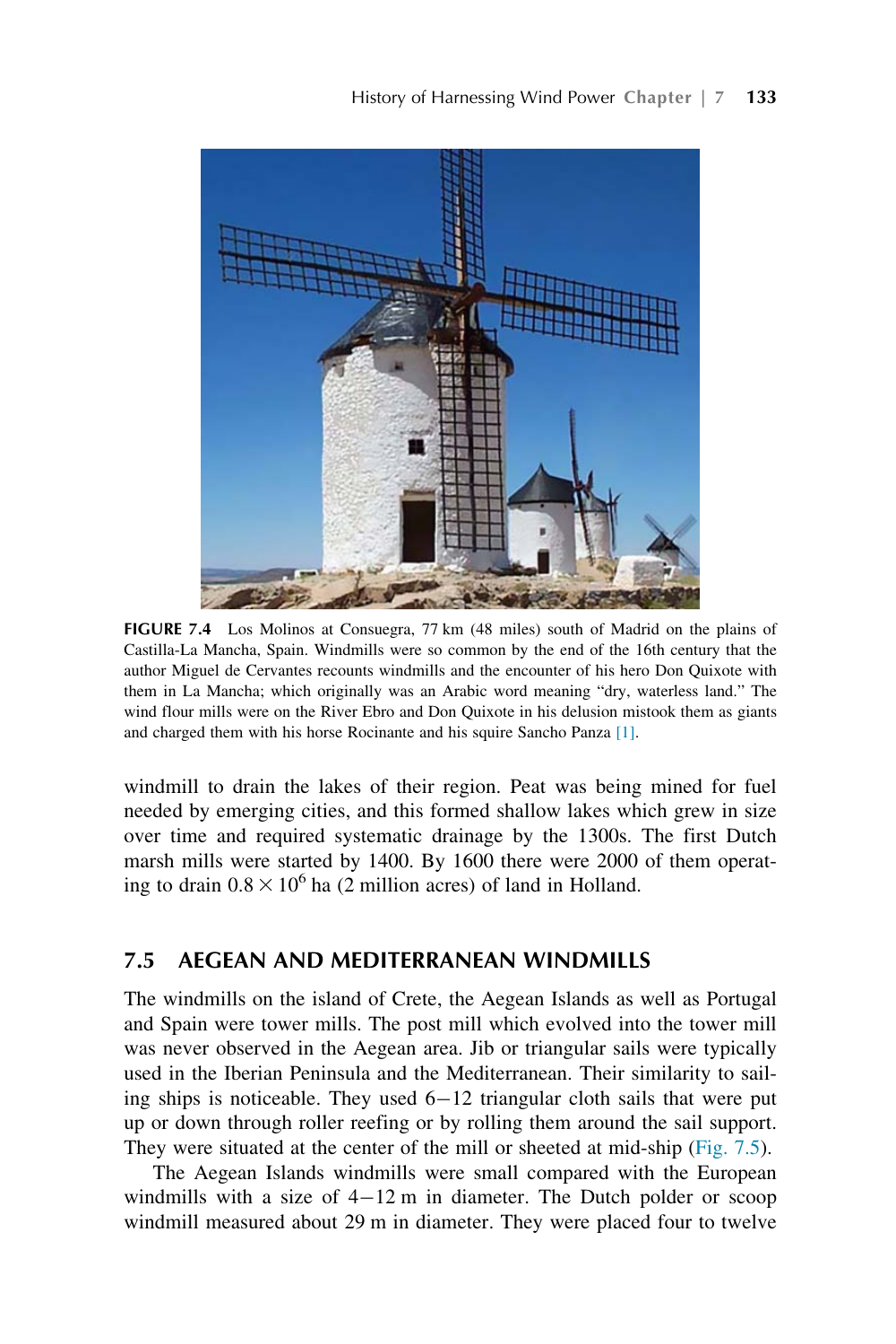FIGURE 7.4 Los Molinos at Consuegra, 77 km (48 miles) south of Madrid on the plains of Castilla-La Mancha, Spain. Windmills were so common by the end of the 16th century that the author Miguel de Cervantes recounts windmills and the encounter of his hero Don Quixote with them in La Mancha; which originally was an Arabic word meaning "dry, waterless land." The wind flour mills were on the River Ebro and Don Quixote in his delusion mistook them as giants and charged them with his horse Rocinante and his squire Sancho Panza [1].

windmill to drain the lakes of their region. Peat was being mined for fuel needed by emerging cities, and this formed shallow lakes which grew in size over time and required systematic drainage by the 1300s. The first Dutch marsh mills were started by 1400. By 1600 there were 2000 of them operating to drain $0.8 \times 10^6$ ha (2 million acres) of land in Holland.

## 7.5 AEGEAN AND MEDITERRANEAN WINDMILLS

The windmills on the island of Crete, the Aegean Islands as well as Portugal and Spain were tower mills. The post mill which evolved into the tower mill was never observed in the Aegean area. Jib or triangular sails were typically used in the Iberian Peninsula and the Mediterranean. Their similarity to sailing ships is noticeable. They used 6−12 triangular cloth sails that were put up or down through roller reefing or by rolling them around the sail support. They were situated at the center of the mill or sheeted at mid-ship (Fig. 7.5).

The Aegean Islands windmills were small compared with the European windmills with a size of 4−12 m in diameter. The Dutch polder or scoop windmill measured about 29 m in diameter. They were placed four to twelve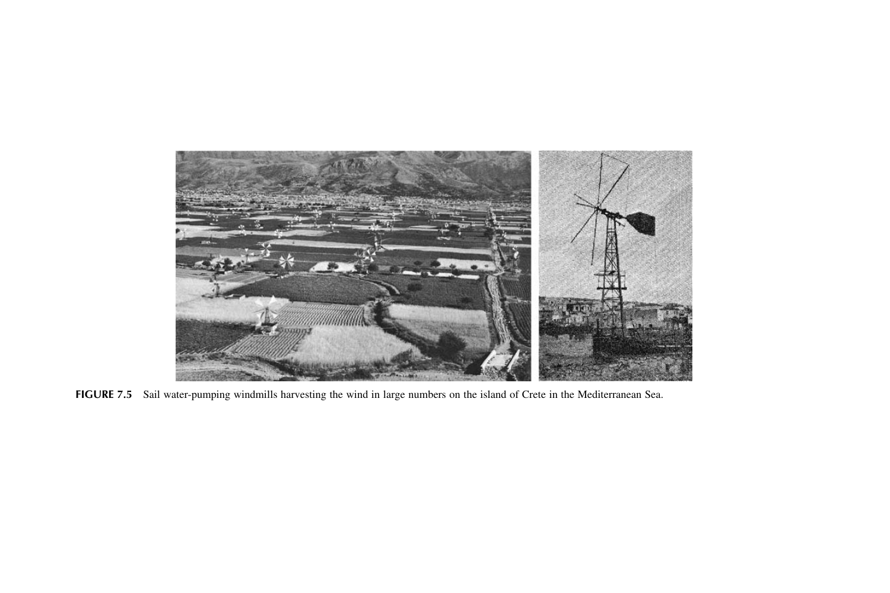**FIGURE 7.5** Sail water-pumping windmills harvesting the wind in large numbers on the island of Crete in the Mediterranean Sea.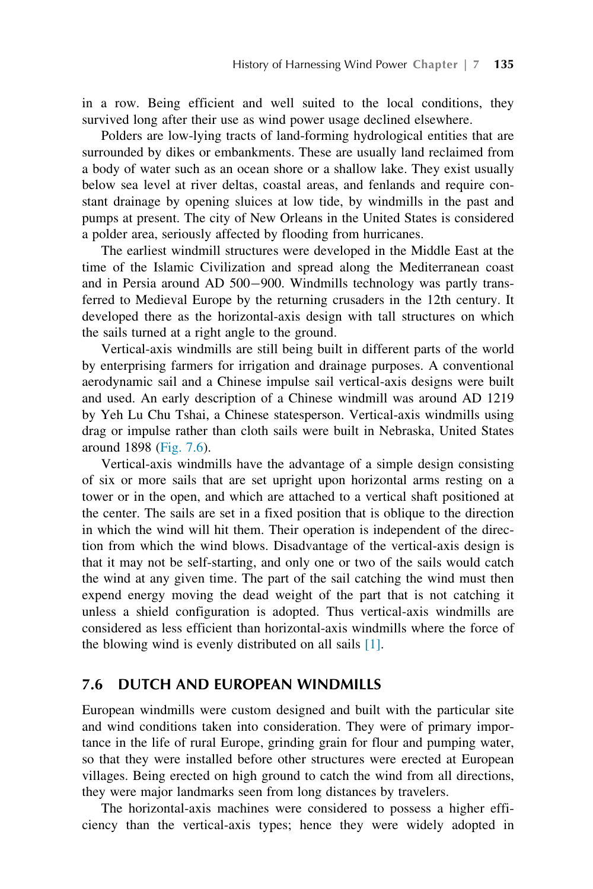in a row. Being efficient and well suited to the local conditions, they survived long after their use as wind power usage declined elsewhere.

Polders are low-lying tracts of land-forming hydrological entities that are surrounded by dikes or embankments. These are usually land reclaimed from a body of water such as an ocean shore or a shallow lake. They exist usually below sea level at river deltas, coastal areas, and fenlands and require constant drainage by opening sluices at low tide, by windmills in the past and pumps at present. The city of New Orleans in the United States is considered a polder area, seriously affected by flooding from hurricanes.

The earliest windmill structures were developed in the Middle East at the time of the Islamic Civilization and spread along the Mediterranean coast and in Persia around AD 500−900. Windmills technology was partly transferred to Medieval Europe by the returning crusaders in the 12th century. It developed there as the horizontal-axis design with tall structures on which the sails turned at a right angle to the ground.

Vertical-axis windmills are still being built in different parts of the world by enterprising farmers for irrigation and drainage purposes. A conventional aerodynamic sail and a Chinese impulse sail vertical-axis designs were built and used. An early description of a Chinese windmill was around AD 1219 by Yeh Lu Chu Tshai, a Chinese statesperson. Vertical-axis windmills using drag or impulse rather than cloth sails were built in Nebraska, United States around 1898 (Fig. 7.6).

Vertical-axis windmills have the advantage of a simple design consisting of six or more sails that are set upright upon horizontal arms resting on a tower or in the open, and which are attached to a vertical shaft positioned at the center. The sails are set in a fixed position that is oblique to the direction in which the wind will hit them. Their operation is independent of the direction from which the wind blows. Disadvantage of the vertical-axis design is that it may not be self-starting, and only one or two of the sails would catch the wind at any given time. The part of the sail catching the wind must then expend energy moving the dead weight of the part that is not catching it unless a shield configuration is adopted. Thus vertical-axis windmills are considered as less efficient than horizontal-axis windmills where the force of the blowing wind is evenly distributed on all sails [1].

## 7.6 DUTCH AND EUROPEAN WINDMILLS

European windmills were custom designed and built with the particular site and wind conditions taken into consideration. They were of primary importance in the life of rural Europe, grinding grain for flour and pumping water, so that they were installed before other structures were erected at European villages. Being erected on high ground to catch the wind from all directions, they were major landmarks seen from long distances by travelers.

The horizontal-axis machines were considered to possess a higher efficiency than the vertical-axis types; hence they were widely adopted in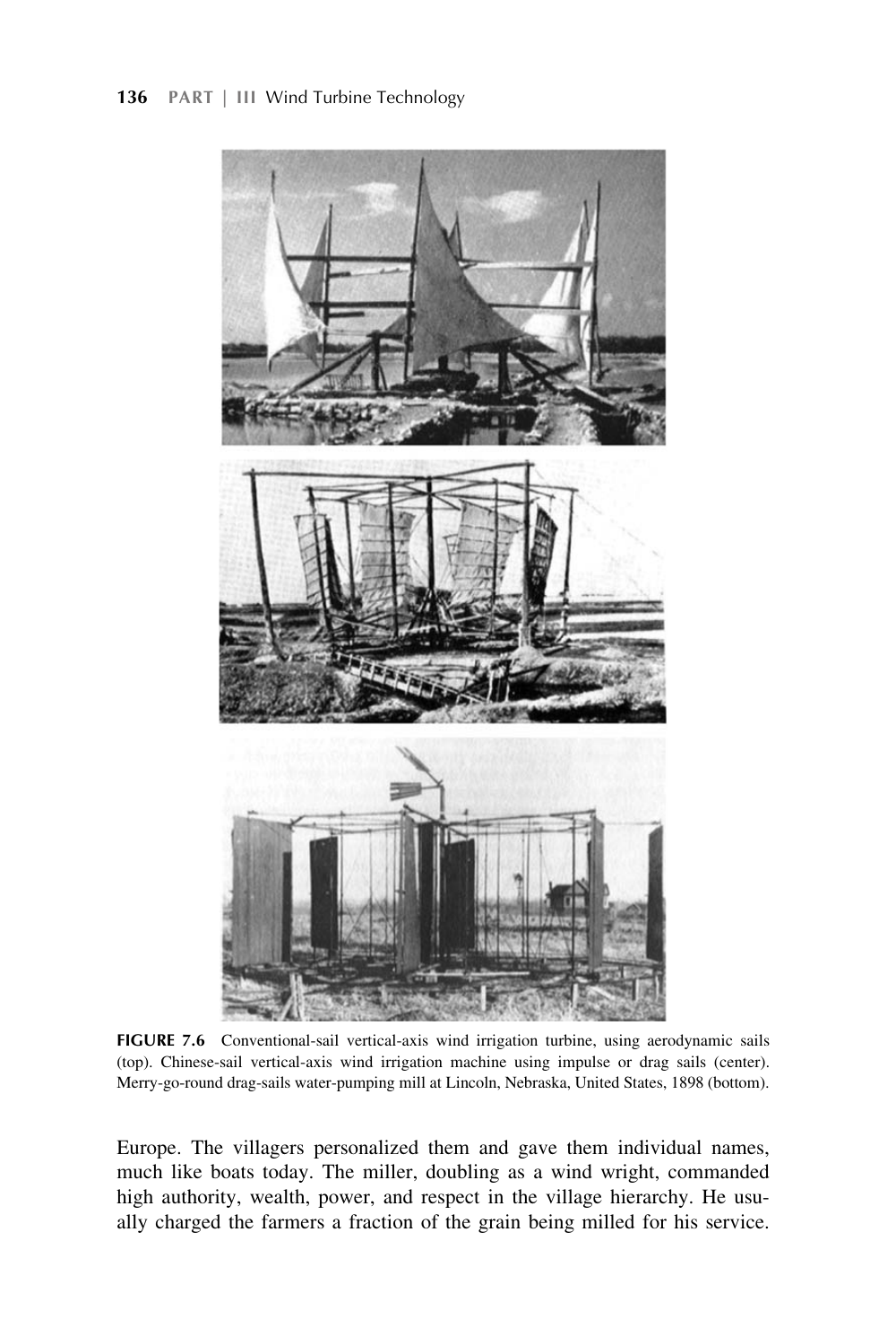FIGURE 7.6 Conventional-sail vertical-axis wind irrigation turbine, using aerodynamic sails (top). Chinese-sail vertical-axis wind irrigation machine using impulse or drag sails (center). Merry-go-round drag-sails water-pumping mill at Lincoln, Nebraska, United States, 1898 (bottom).

Europe. The villagers personalized them and gave them individual names, much like boats today. The miller, doubling as a wind wright, commanded high authority, wealth, power, and respect in the village hierarchy. He usually charged the farmers a fraction of the grain being milled for his service.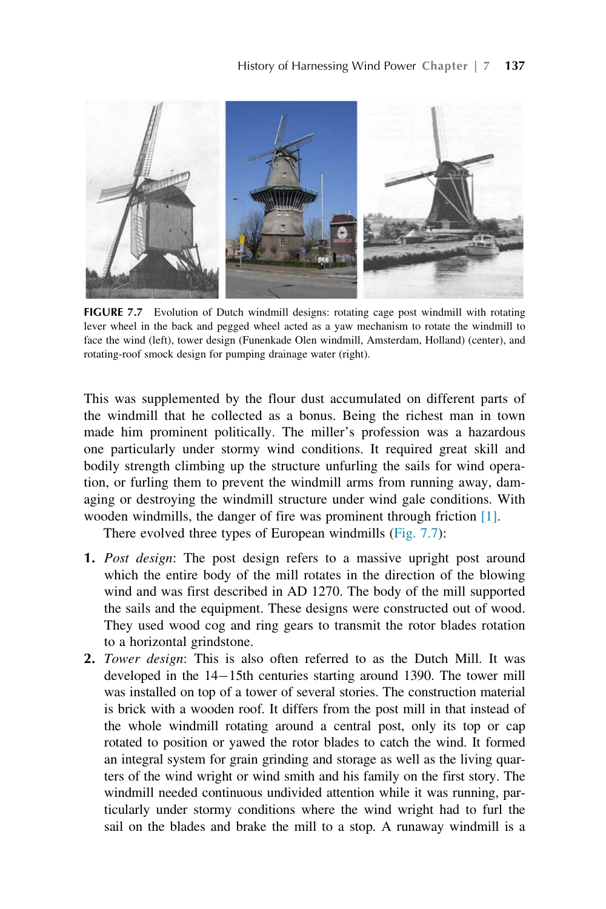FIGURE 7.7 Evolution of Dutch windmill designs: rotating cage post windmill with rotating lever wheel in the back and pegged wheel acted as a yaw mechanism to rotate the windmill to face the wind (left), tower design (Funenkade Olen windmill, Amsterdam, Holland) (center), and rotating-roof smock design for pumping drainage water (right).

This was supplemented by the flour dust accumulated on different parts of the windmill that he collected as a bonus. Being the richest man in town made him prominent politically. The miller's profession was a hazardous one particularly under stormy wind conditions. It required great skill and bodily strength climbing up the structure unfurling the sails for wind operation, or furling them to prevent the windmill arms from running away, damaging or destroying the windmill structure under wind gale conditions. With wooden windmills, the danger of fire was prominent through friction [1].

There evolved three types of European windmills (Fig. 7.7):

1. *Post design*: The post design refers to a massive upright post around which the entire body of the mill rotates in the direction of the blowing wind and was first described in AD 1270. The body of the mill supported the sails and the equipment. These designs were constructed out of wood. They used wood cog and ring gears to transmit the rotor blades rotation to a horizontal grindstone.
2. *Tower design*: This is also often referred to as the Dutch Mill. It was developed in the 14−15th centuries starting around 1390. The tower mill was installed on top of a tower of several stories. The construction material is brick with a wooden roof. It differs from the post mill in that instead of the whole windmill rotating around a central post, only its top or cap rotated to position or yawed the rotor blades to catch the wind. It formed an integral system for grain grinding and storage as well as the living quarters of the wind wright or wind smith and his family on the first story. The windmill needed continuous undivided attention while it was running, particularly under stormy conditions where the wind wright had to furl the sail on the blades and brake the mill to a stop. A runaway windmill is a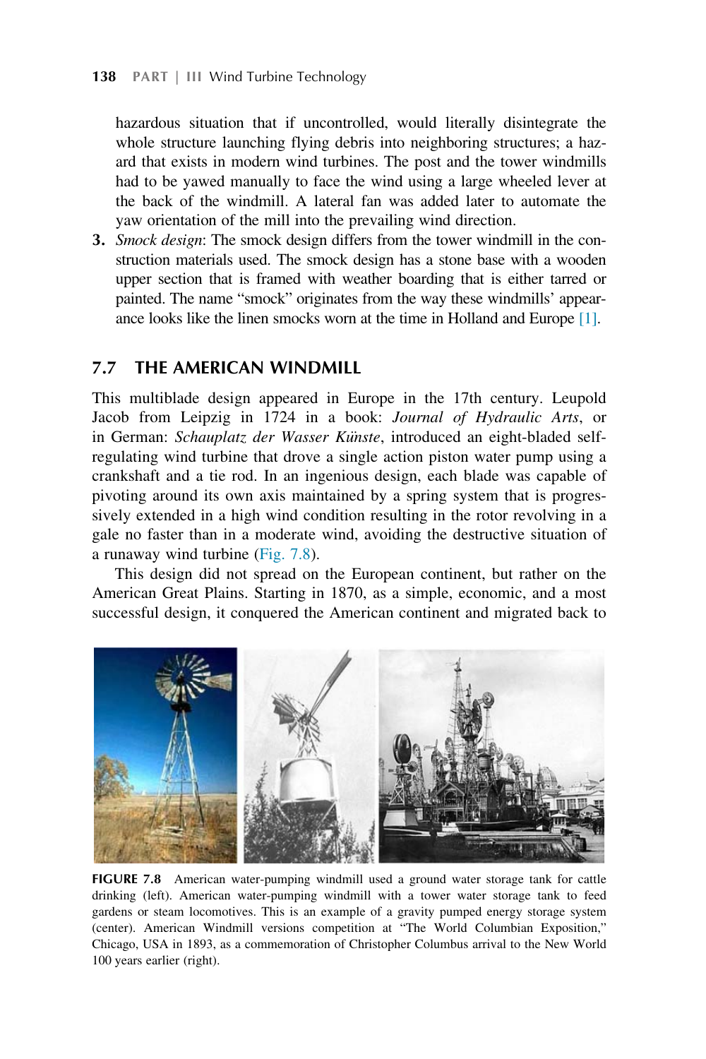hazardous situation that if uncontrolled, would literally disintegrate the whole structure launching flying debris into neighboring structures; a hazard that exists in modern wind turbines. The post and the tower windmills had to be yawed manually to face the wind using a large wheeled lever at the back of the windmill. A lateral fan was added later to automate the yaw orientation of the mill into the prevailing wind direction.

3. *Smock design*: The smock design differs from the tower windmill in the construction materials used. The smock design has a stone base with a wooden upper section that is framed with weather boarding that is either tarred or painted. The name "smock" originates from the way these windmills' appearance looks like the linen smocks worn at the time in Holland and Europe [1].

## 7.7 THE AMERICAN WINDMILL

This multiblade design appeared in Europe in the 17th century. Leupold Jacob from Leipzig in 1724 in a book: *Journal of Hydraulic Arts*, or in German: *Schauplatz der Wasser Künste*, introduced an eight-bladed self-regulating wind turbine that drove a single action piston water pump using a crankshaft and a tie rod. In an ingenious design, each blade was capable of pivoting around its own axis maintained by a spring system that is progressively extended in a high wind condition resulting in the rotor revolving in a gale no faster than in a moderate wind, avoiding the destructive situation of a runaway wind turbine (Fig. 7.8).

This design did not spread on the European continent, but rather on the American Great Plains. Starting in 1870, as a simple, economic, and a most successful design, it conquered the American continent and migrated back to

**FIGURE 7.8** American water-pumping windmill used a ground water storage tank for cattle drinking (left). American water-pumping windmill with a tower water storage tank to feed gardens or steam locomotives. This is an example of a gravity pumped energy storage system (center). American Windmill versions competition at "The World Columbian Exposition," Chicago, USA in 1893, as a commemoration of Christopher Columbus arrival to the New World 100 years earlier (right).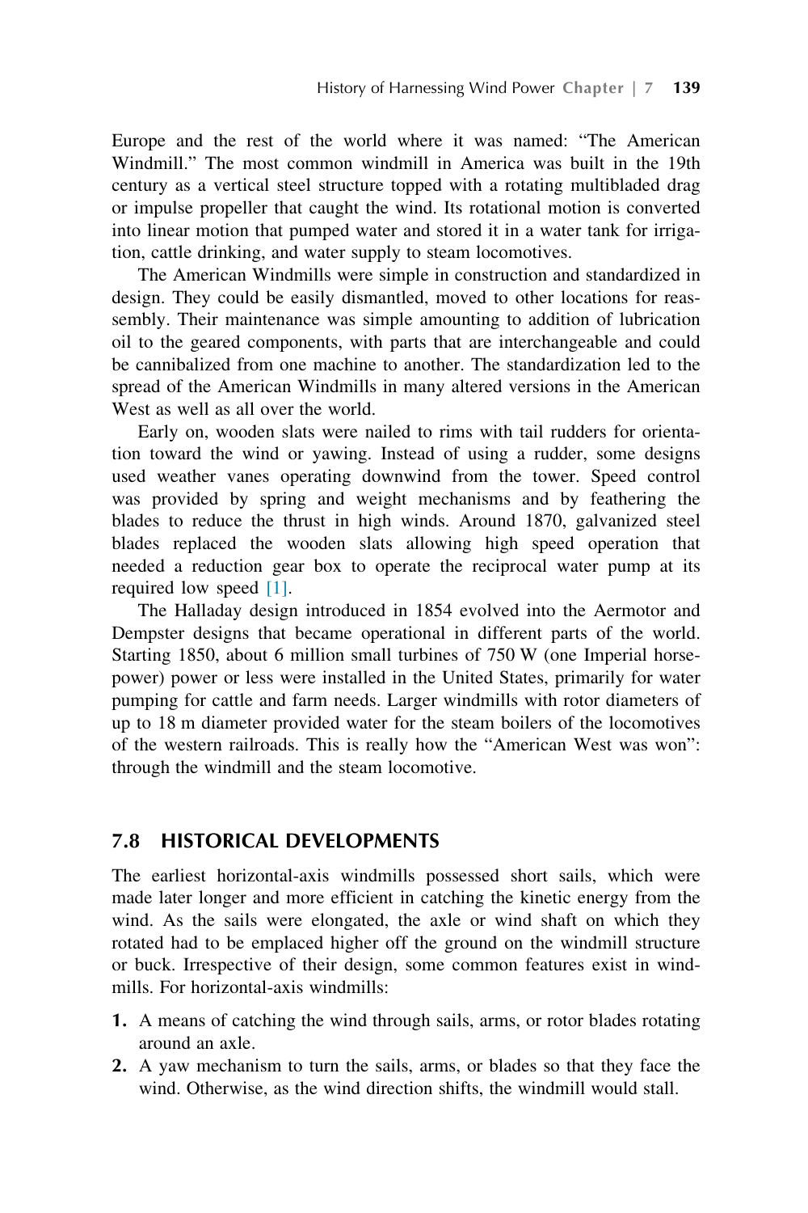Europe and the rest of the world where it was named: "The American Windmill." The most common windmill in America was built in the 19th century as a vertical steel structure topped with a rotating multibladed drag or impulse propeller that caught the wind. Its rotational motion is converted into linear motion that pumped water and stored it in a water tank for irrigation, cattle drinking, and water supply to steam locomotives.

The American Windmills were simple in construction and standardized in design. They could be easily dismantled, moved to other locations for reassembly. Their maintenance was simple amounting to addition of lubrication oil to the geared components, with parts that are interchangeable and could be cannibalized from one machine to another. The standardization led to the spread of the American Windmills in many altered versions in the American West as well as all over the world.

Early on, wooden slats were nailed to rims with tail rudders for orientation toward the wind or yawing. Instead of using a rudder, some designs used weather vanes operating downwind from the tower. Speed control was provided by spring and weight mechanisms and by feathering the blades to reduce the thrust in high winds. Around 1870, galvanized steel blades replaced the wooden slats allowing high speed operation that needed a reduction gear box to operate the reciprocal water pump at its required low speed [1].

The Halladay design introduced in 1854 evolved into the Aermotor and Dempster designs that became operational in different parts of the world. Starting 1850, about 6 million small turbines of 750 W (one Imperial horsepower) power or less were installed in the United States, primarily for water pumping for cattle and farm needs. Larger windmills with rotor diameters of up to 18 m diameter provided water for the steam boilers of the locomotives of the western railroads. This is really how the "American West was won": through the windmill and the steam locomotive.

## 7.8 HISTORICAL DEVELOPMENTS

The earliest horizontal-axis windmills possessed short sails, which were made later longer and more efficient in catching the kinetic energy from the wind. As the sails were elongated, the axle or wind shaft on which they rotated had to be emplaced higher off the ground on the windmill structure or buck. Irrespective of their design, some common features exist in windmills. For horizontal-axis windmills:

1. A means of catching the wind through sails, arms, or rotor blades rotating around an axle.
2. A yaw mechanism to turn the sails, arms, or blades so that they face the wind. Otherwise, as the wind direction shifts, the windmill would stall.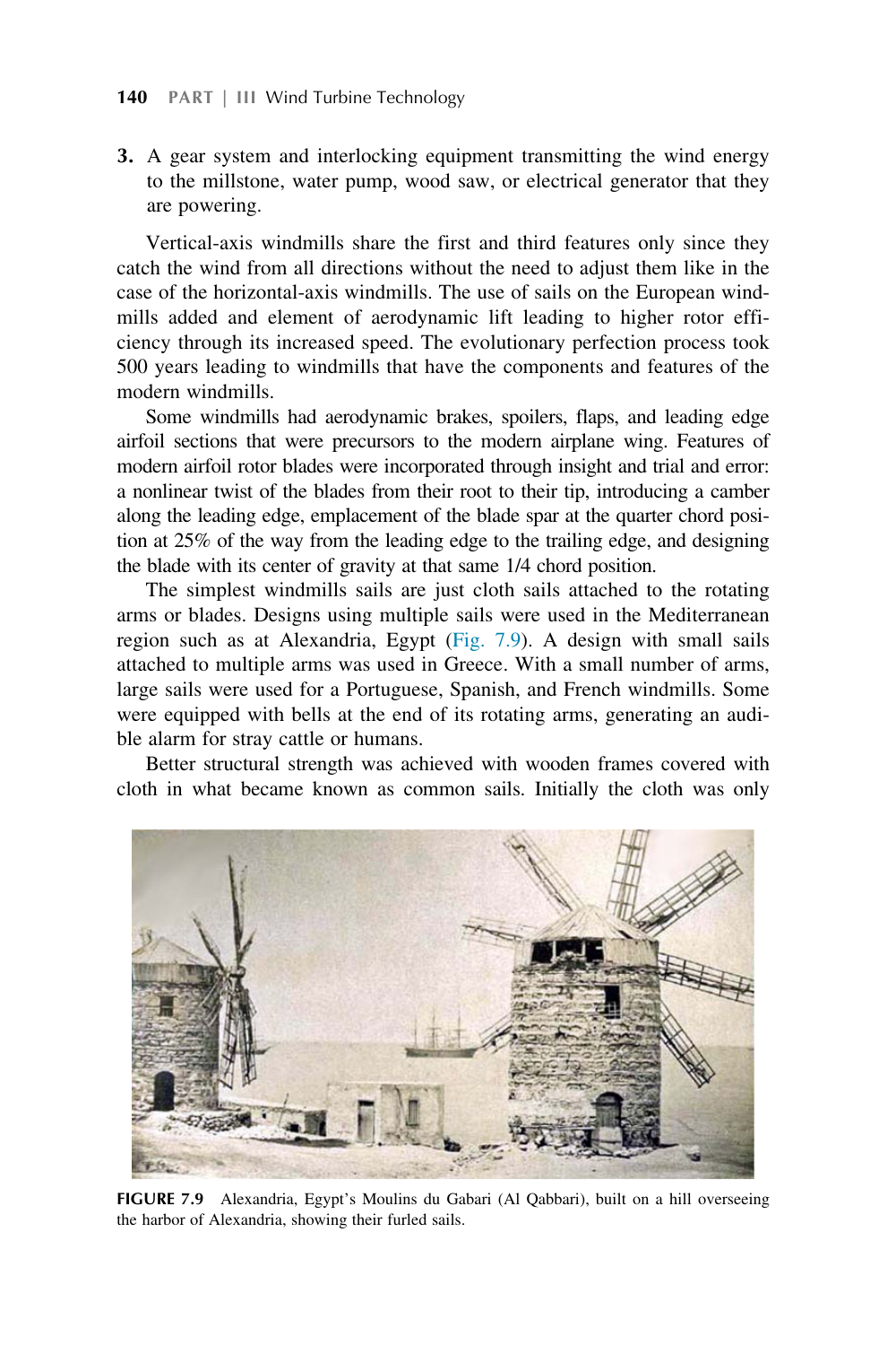3. A gear system and interlocking equipment transmitting the wind energy to the millstone, water pump, wood saw, or electrical generator that they are powering.

Vertical-axis windmills share the first and third features only since they catch the wind from all directions without the need to adjust them like in the case of the horizontal-axis windmills. The use of sails on the European windmills added and element of aerodynamic lift leading to higher rotor efficiency through its increased speed. The evolutionary perfection process took 500 years leading to windmills that have the components and features of the modern windmills.

Some windmills had aerodynamic brakes, spoilers, flaps, and leading edge airfoil sections that were precursors to the modern airplane wing. Features of modern airfoil rotor blades were incorporated through insight and trial and error: a nonlinear twist of the blades from their root to their tip, introducing a camber along the leading edge, emplacement of the blade spar at the quarter chord position at 25% of the way from the leading edge to the trailing edge, and designing the blade with its center of gravity at that same 1/4 chord position.

The simplest windmills sails are just cloth sails attached to the rotating arms or blades. Designs using multiple sails were used in the Mediterranean region such as at Alexandria, Egypt (Fig. 7.9). A design with small sails attached to multiple arms was used in Greece. With a small number of arms, large sails were used for a Portuguese, Spanish, and French windmills. Some were equipped with bells at the end of its rotating arms, generating an audible alarm for stray cattle or humans.

Better structural strength was achieved with wooden frames covered with cloth in what became known as common sails. Initially the cloth was only

**FIGURE 7.9** Alexandria, Egypt's Moulins du Gabari (Al Qabbari), built on a hill overseeing the harbor of Alexandria, showing their furled sails.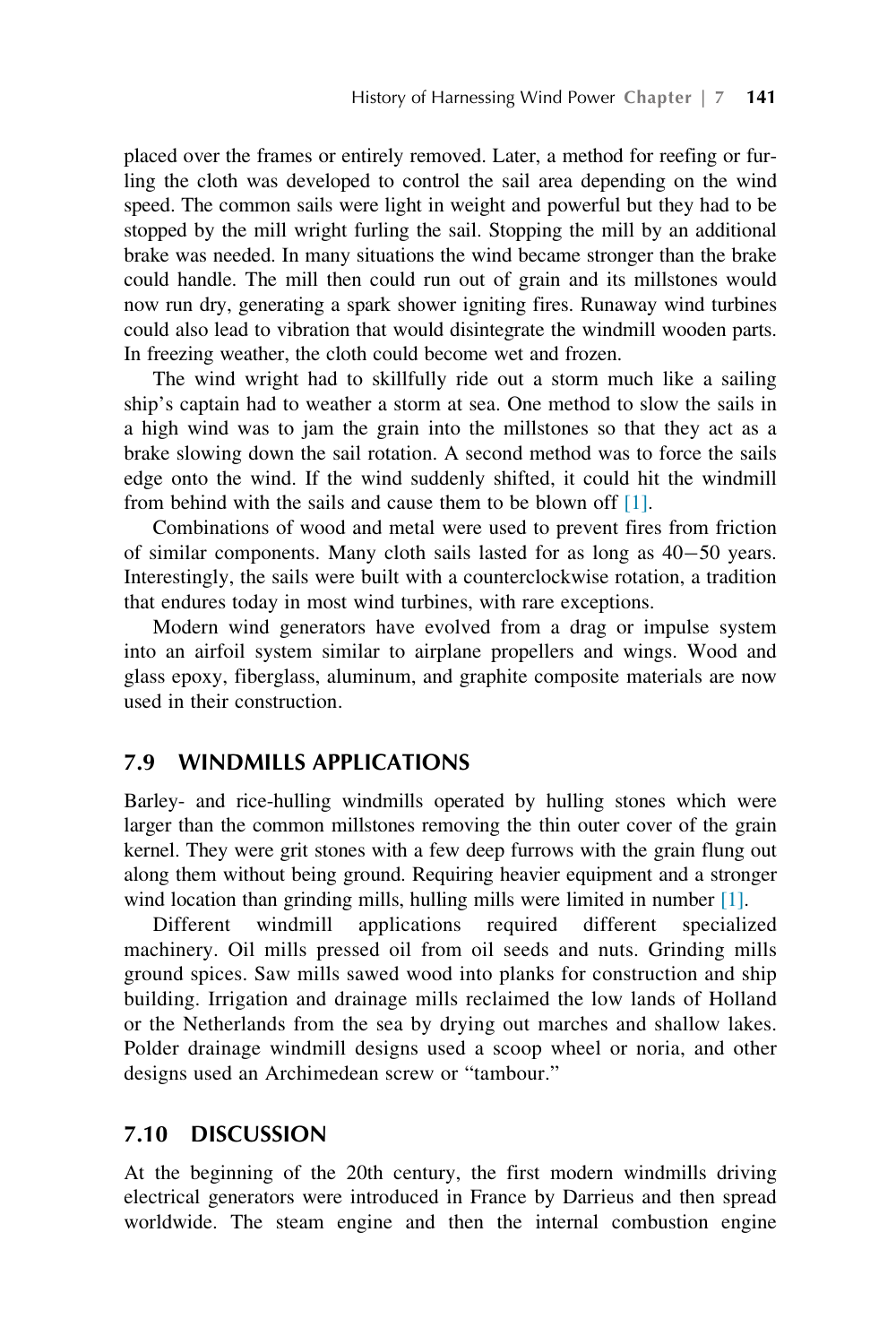placed over the frames or entirely removed. Later, a method for reefing or furling the cloth was developed to control the sail area depending on the wind speed. The common sails were light in weight and powerful but they had to be stopped by the mill wright furling the sail. Stopping the mill by an additional brake was needed. In many situations the wind became stronger than the brake could handle. The mill then could run out of grain and its millstones would now run dry, generating a spark shower igniting fires. Runaway wind turbines could also lead to vibration that would disintegrate the windmill wooden parts. In freezing weather, the cloth could become wet and frozen.

The wind wright had to skillfully ride out a storm much like a sailing ship's captain had to weather a storm at sea. One method to slow the sails in a high wind was to jam the grain into the millstones so that they act as a brake slowing down the sail rotation. A second method was to force the sails edge onto the wind. If the wind suddenly shifted, it could hit the windmill from behind with the sails and cause them to be blown off [1].

Combinations of wood and metal were used to prevent fires from friction of similar components. Many cloth sails lasted for as long as 40−50 years. Interestingly, the sails were built with a counterclockwise rotation, a tradition that endures today in most wind turbines, with rare exceptions.

Modern wind generators have evolved from a drag or impulse system into an airfoil system similar to airplane propellers and wings. Wood and glass epoxy, fiberglass, aluminum, and graphite composite materials are now used in their construction.

## 7.9 WINDMILLS APPLICATIONS

Barley- and rice-hulling windmills operated by hulling stones which were larger than the common millstones removing the thin outer cover of the grain kernel. They were grit stones with a few deep furrows with the grain flung out along them without being ground. Requiring heavier equipment and a stronger wind location than grinding mills, hulling mills were limited in number [1].

Different windmill applications required different specialized machinery. Oil mills pressed oil from oil seeds and nuts. Grinding mills ground spices. Saw mills sawed wood into planks for construction and ship building. Irrigation and drainage mills reclaimed the low lands of Holland or the Netherlands from the sea by drying out marches and shallow lakes. Polder drainage windmill designs used a scoop wheel or noria, and other designs used an Archimedean screw or "tambour."

## 7.10 DISCUSSION

At the beginning of the 20th century, the first modern windmills driving electrical generators were introduced in France by Darrieus and then spread worldwide. The steam engine and then the internal combustion engine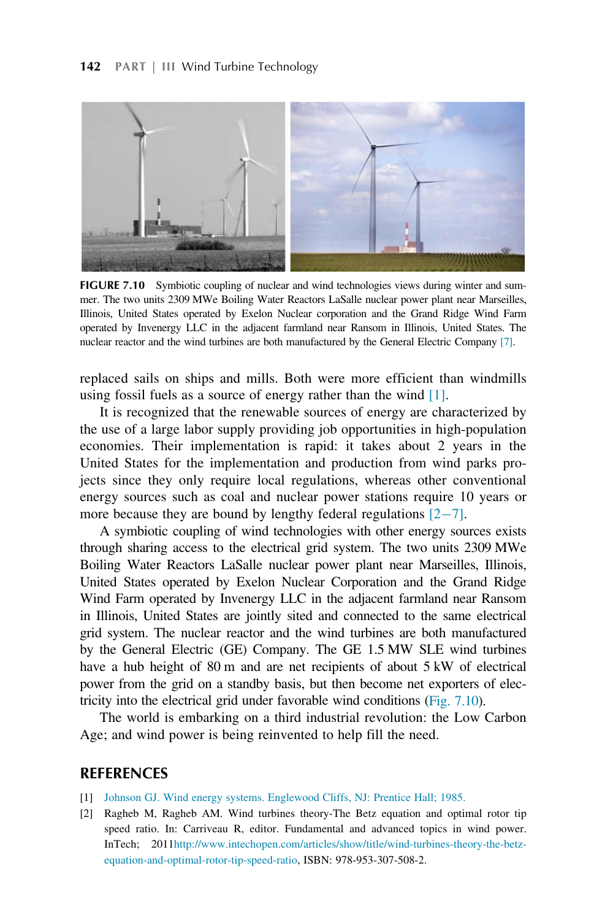**FIGURE 7.10** Symbiotic coupling of nuclear and wind technologies views during winter and summer. The two units 2309 MWe Boiling Water Reactors LaSalle nuclear power plant near Marseilles, Illinois, United States operated by Exelon Nuclear corporation and the Grand Ridge Wind Farm operated by Invenergy LLC in the adjacent farmland near Ransom in Illinois, United States. The nuclear reactor and the wind turbines are both manufactured by the General Electric Company [7].

replaced sails on ships and mills. Both were more efficient than windmills using fossil fuels as a source of energy rather than the wind [1].

It is recognized that the renewable sources of energy are characterized by the use of a large labor supply providing job opportunities in high-population economies. Their implementation is rapid: it takes about 2 years in the United States for the implementation and production from wind parks projects since they only require local regulations, whereas other conventional energy sources such as coal and nuclear power stations require 10 years or more because they are bound by lengthy federal regulations [2−7].

A symbiotic coupling of wind technologies with other energy sources exists through sharing access to the electrical grid system. The two units 2309 MWe Boiling Water Reactors LaSalle nuclear power plant near Marseilles, Illinois, United States operated by Exelon Nuclear Corporation and the Grand Ridge Wind Farm operated by Invenergy LLC in the adjacent farmland near Ransom in Illinois, United States are jointly sited and connected to the same electrical grid system. The nuclear reactor and the wind turbines are both manufactured by the General Electric (GE) Company. The GE 1.5 MW SLE wind turbines have a hub height of 80 m and are net recipients of about 5 kW of electrical power from the grid on a standby basis, but then become net exporters of electricity into the electrical grid under favorable wind conditions (Fig. 7.10).

The world is embarking on a third industrial revolution: the Low Carbon Age; and wind power is being reinvented to help fill the need.

## REFERENCES

[1] Johnson GJ. Wind energy systems. Englewood Cliffs, NJ: Prentice Hall; 1985.

[2] Ragheb M, Ragheb AM. Wind turbines theory-The Betz equation and optimal rotor tip speed ratio. In: Carriveau R, editor. Fundamental and advanced topics in wind power. InTech; 2011http://www.intechopen.com/articles/show/title/wind-turbines-theory-the-betz-equation-and-optimal-rotor-tip-speed-ratio, ISBN: 978-953-307-508-2.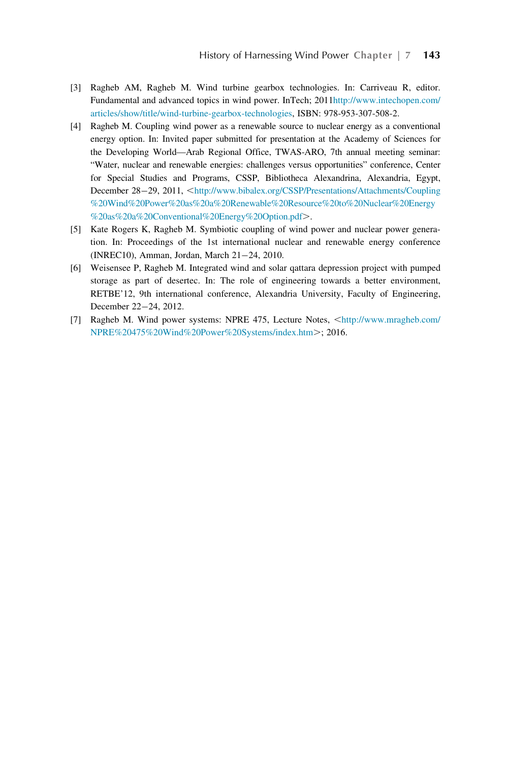[3] Ragheb AM, Ragheb M. Wind turbine gearbox technologies. In: Carriveau R, editor. Fundamental and advanced topics in wind power. InTech; 2011http://www.intechopen.com/articles/show/title/wind-turbine-gearbox-technologies, ISBN: 978-953-307-508-2.

[4] Ragheb M. Coupling wind power as a renewable source to nuclear energy as a conventional energy option. In: Invited paper submitted for presentation at the Academy of Sciences for the Developing World—Arab Regional Office, TWAS-ARO, 7th annual meeting seminar: "Water, nuclear and renewable energies: challenges versus opportunities" conference, Center for Special Studies and Programs, CSSP, Bibliotheca Alexandrina, Alexandria, Egypt, December 28−29, 2011, <http://www.bibalex.org/CSSP/Presentations/Attachments/Coupling%20Wind%20Power%20as%20a%20Renewable%20Resource%20to%20Nuclear%20Energy%20as%20a%20Conventional%20Energy%20Option.pdf>.

[5] Kate Rogers K, Ragheb M. Symbiotic coupling of wind power and nuclear power generation. In: Proceedings of the 1st international nuclear and renewable energy conference (INREC10), Amman, Jordan, March 21−24, 2010.

[6] Weisensee P, Ragheb M. Integrated wind and solar qattara depression project with pumped storage as part of desertec. In: The role of engineering towards a better environment, RETBE'12, 9th international conference, Alexandria University, Faculty of Engineering, December 22−24, 2012.

[7] Ragheb M. Wind power systems: NPRE 475, Lecture Notes, <http://www.mragheb.com/NPRE%20475%20Wind%20Power%20Systems/index.htm>; 2016.